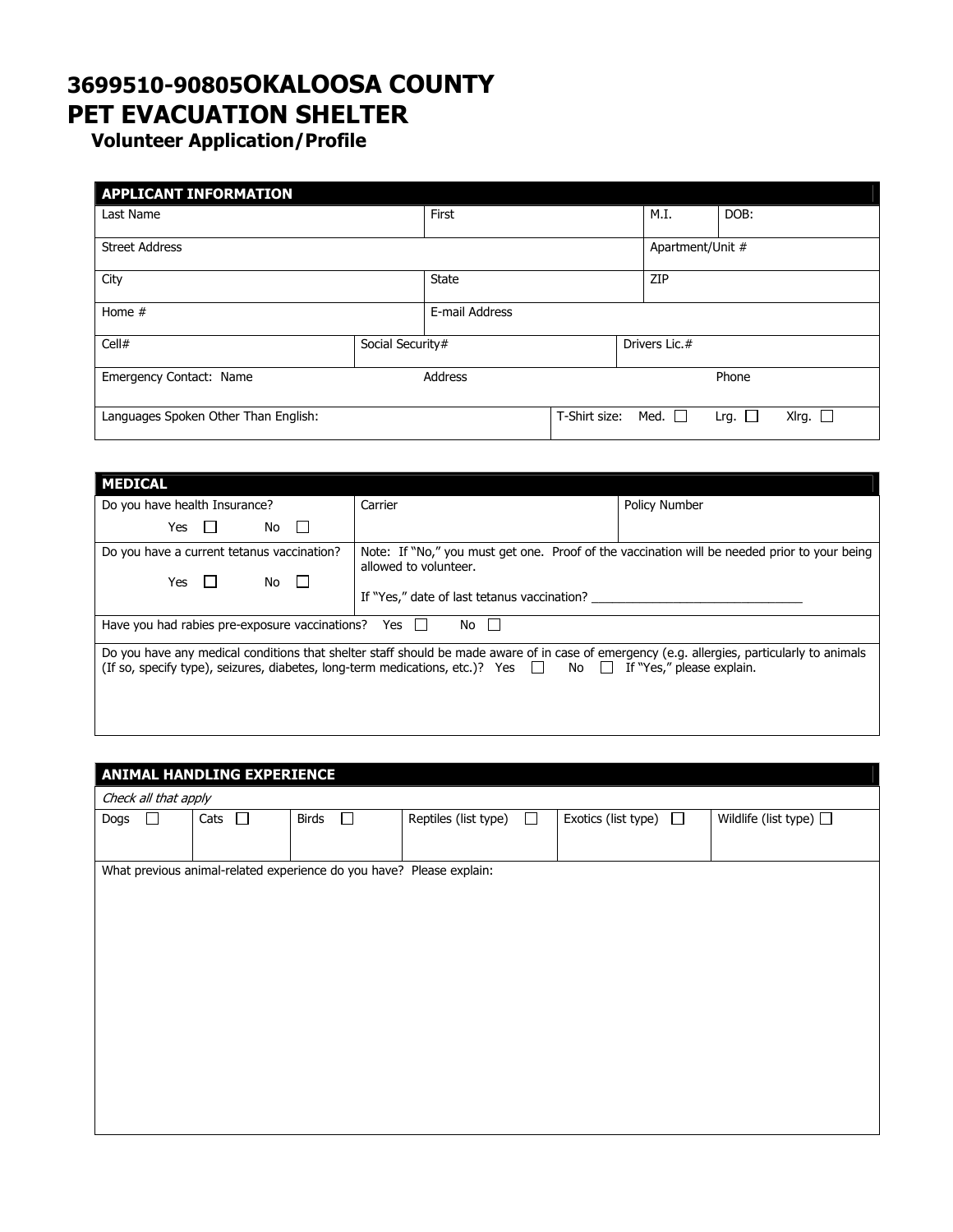# 3699510-90805OKALOOSA COUNTY PET EVACUATION SHELTER

## Volunteer Application/Profile

| APPLICANT INFORMATION | | | | |
|---|---|---|---|---|
| Last Name | | First | M.I. | DOB: |
| Street Address | | | Apartment/Unit # | |
| City | | State | ZIP | |
| Home # | | E-mail Address | | |
| Cell# | Social Security# | | Drivers Lic.# | |
| Emergency Contact: Name | | Address | | Phone |
| Languages Spoken Other Than English: | | | T-Shirt size: Med. ☐ Lrg. ☐ Xlrg. ☐ | |

| MEDICAL | | |
|---|---|---|
| Do you have health Insurance? Yes ☐ No ☐ | Carrier | Policy Number |
| Do you have a current tetanus vaccination? Yes ☐ No ☐ | Note: If "No," you must get one. Proof of the vaccination will be needed prior to your being allowed to volunteer. If "Yes," date of last tetanus vaccination? _______________ | |
| Have you had rabies pre-exposure vaccinations? Yes ☐ No ☐ | | |
| Do you have any medical conditions that shelter staff should be made aware of in case of emergency (e.g. allergies, particularly to animals (If so, specify type), seizures, diabetes, long-term medications, etc.)? Yes ☐ No ☐ If "Yes," please explain. | | |

| ANIMAL HANDLING EXPERIENCE | | | | | |
|---|---|---|---|---|---|
| *Check all that apply* | | | | | |
| Dogs ☐ | Cats ☐ | Birds ☐ | Reptiles (list type) ☐ | Exotics (list type) ☐ | Wildlife (list type) ☐ |
| What previous animal-related experience do you have? Please explain: | | | | | |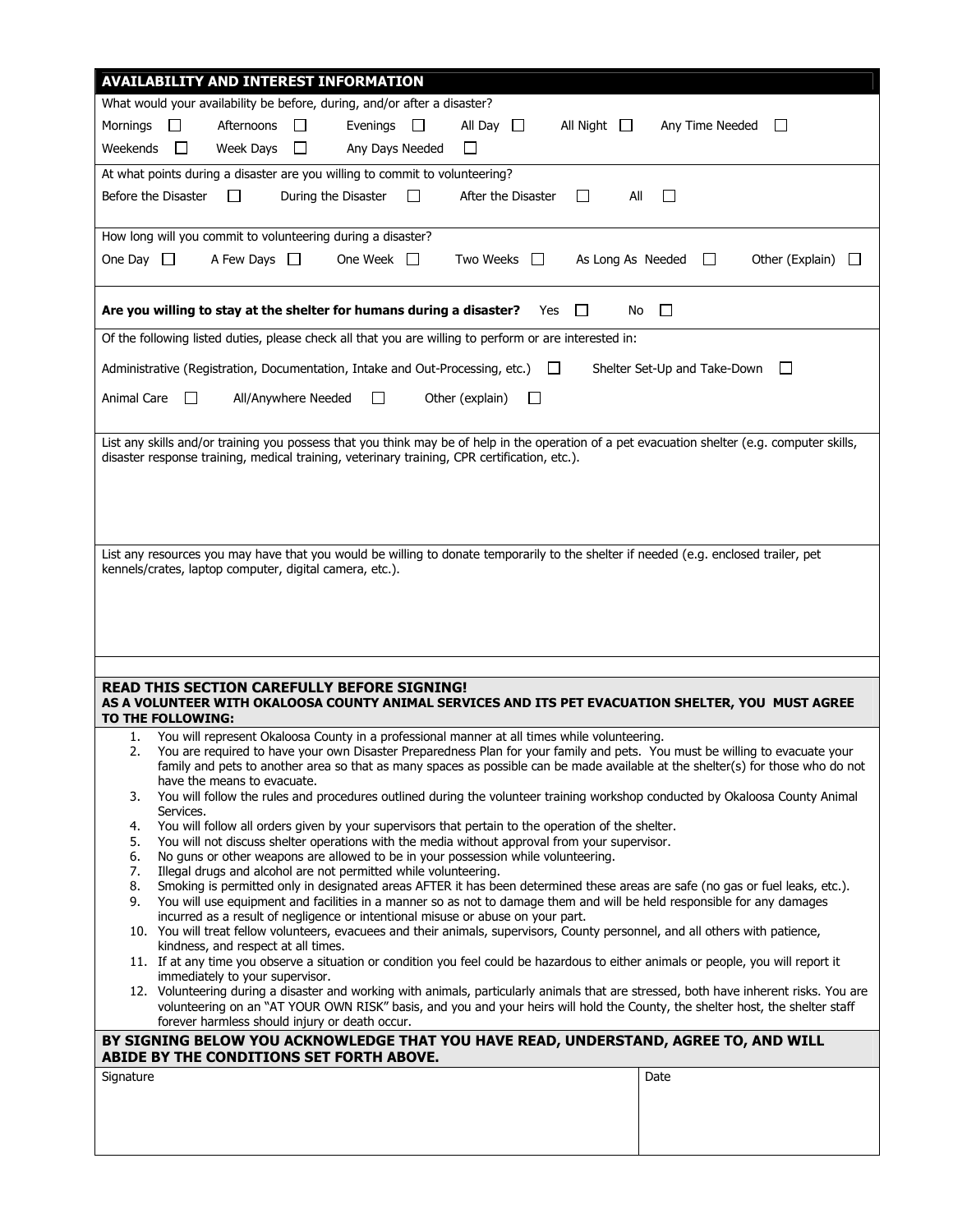## AVAILABILITY AND INTEREST INFORMATION

What would your availability be before, during, and/or after a disaster?

Mornings ☐ Afternoons ☐ Evenings ☐ All Day ☐ All Night ☐ Any Time Needed ☐

Weekends ☐ Week Days ☐ Any Days Needed ☐

At what points during a disaster are you willing to commit to volunteering?

Before the Disaster ☐ During the Disaster ☐ After the Disaster ☐ All ☐

How long will you commit to volunteering during a disaster?

One Day ☐ A Few Days ☐ One Week ☐ Two Weeks ☐ As Long As Needed ☐ Other (Explain) ☐

**Are you willing to stay at the shelter for humans during a disaster?** Yes ☐ No ☐

Of the following listed duties, please check all that you are willing to perform or are interested in:

Administrative (Registration, Documentation, Intake and Out-Processing, etc.) ☐ Shelter Set-Up and Take-Down ☐

Animal Care ☐ All/Anywhere Needed ☐ Other (explain) ☐

List any skills and/or training you possess that you think may be of help in the operation of a pet evacuation shelter (e.g. computer skills, disaster response training, medical training, veterinary training, CPR certification, etc.).

List any resources you may have that you would be willing to donate temporarily to the shelter if needed (e.g. enclosed trailer, pet kennels/crates, laptop computer, digital camera, etc.).

**READ THIS SECTION CAREFULLY BEFORE SIGNING!**
**AS A VOLUNTEER WITH OKALOOSA COUNTY ANIMAL SERVICES AND ITS PET EVACUATION SHELTER, YOU MUST AGREE TO THE FOLLOWING:**

1. You will represent Okaloosa County in a professional manner at all times while volunteering.
2. You are required to have your own Disaster Preparedness Plan for your family and pets. You must be willing to evacuate your family and pets to another area so that as many spaces as possible can be made available at the shelter(s) for those who do not have the means to evacuate.
3. You will follow the rules and procedures outlined during the volunteer training workshop conducted by Okaloosa County Animal Services.
4. You will follow all orders given by your supervisors that pertain to the operation of the shelter.
5. You will not discuss shelter operations with the media without approval from your supervisor.
6. No guns or other weapons are allowed to be in your possession while volunteering.
7. Illegal drugs and alcohol are not permitted while volunteering.
8. Smoking is permitted only in designated areas AFTER it has been determined these areas are safe (no gas or fuel leaks, etc.).
9. You will use equipment and facilities in a manner so as not to damage them and will be held responsible for any damages incurred as a result of negligence or intentional misuse or abuse on your part.
10. You will treat fellow volunteers, evacuees and their animals, supervisors, County personnel, and all others with patience, kindness, and respect at all times.
11. If at any time you observe a situation or condition you feel could be hazardous to either animals or people, you will report it immediately to your supervisor.
12. Volunteering during a disaster and working with animals, particularly animals that are stressed, both have inherent risks. You are volunteering on an "AT YOUR OWN RISK" basis, and you and your heirs will hold the County, the shelter host, the shelter staff forever harmless should injury or death occur.

**BY SIGNING BELOW YOU ACKNOWLEDGE THAT YOU HAVE READ, UNDERSTAND, AGREE TO, AND WILL ABIDE BY THE CONDITIONS SET FORTH ABOVE.**

| Signature | Date |
|---|---|
| | |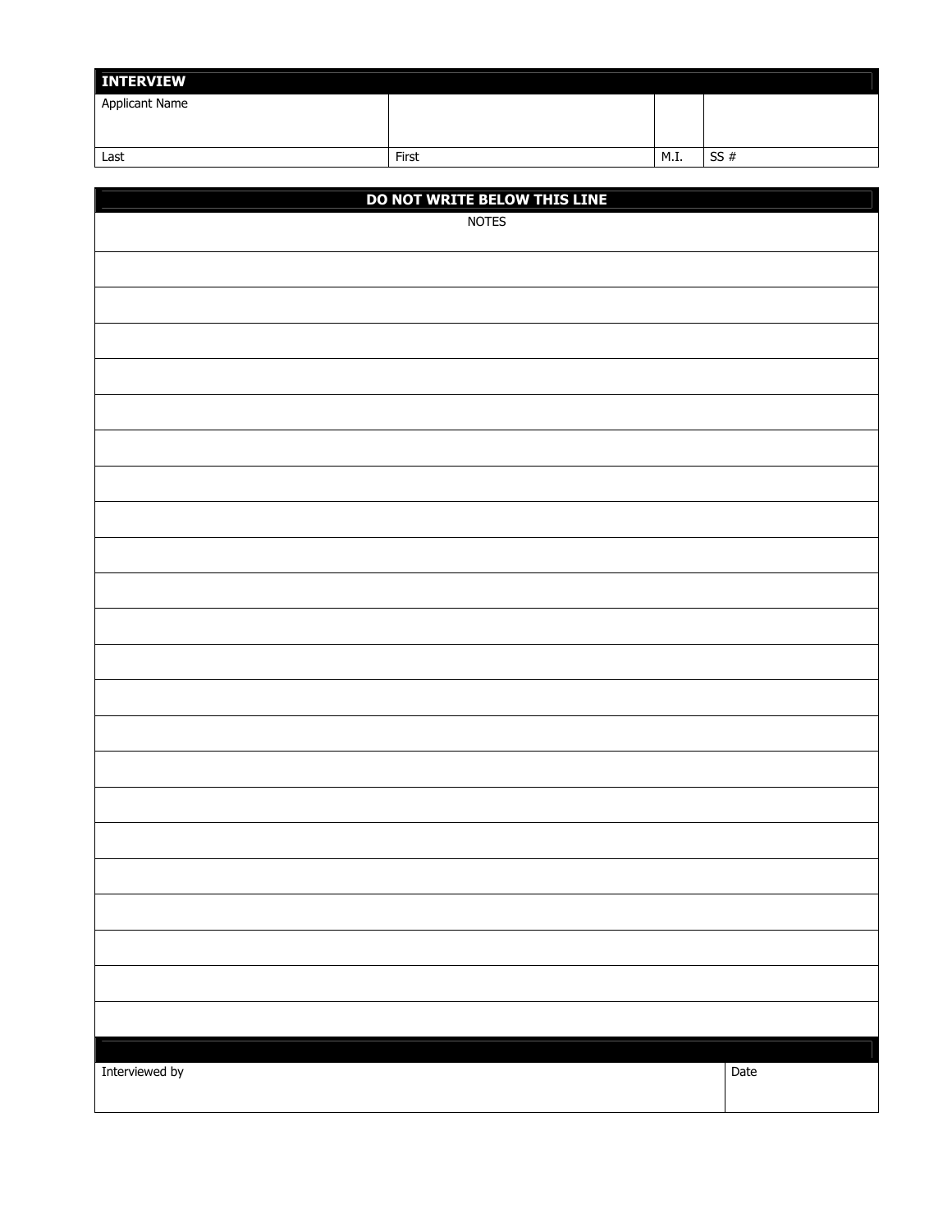## INTERVIEW

| Applicant Name | | | |
|---|---|---|---|
| | | | |
| Last | First | M.I. | SS # |

## DO NOT WRITE BELOW THIS LINE

| NOTES |
|---|
| |
| |
| |
| |
| |
| |
| |
| |
| |
| |
| |
| |
| |
| |
| |
| |
| |
| |
| |
| |
| |
| |

| Interviewed by | Date |
|---|---|
| | |